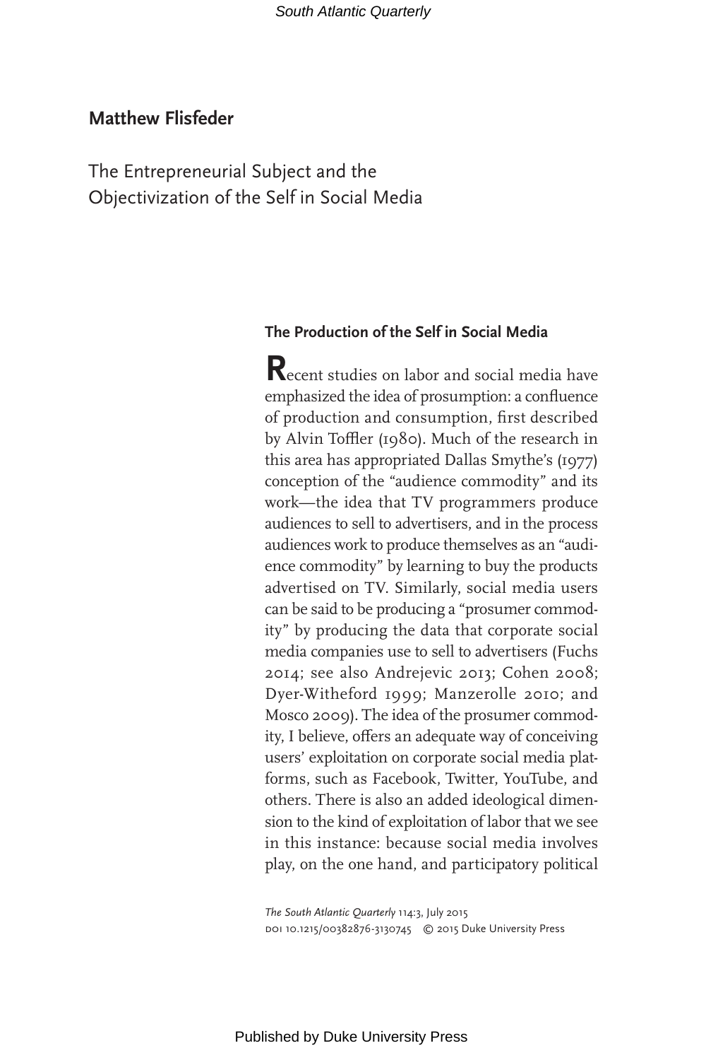**Matthew Flisfeder**

# The Entrepreneurial Subject and the Objectivization of the Self in Social Media

## The Production of the Self in Social Media

Recent studies on labor and social media have emphasized the idea of prosumption: a confluence of production and consumption, first described by Alvin Toffler (1980). Much of the research in this area has appropriated Dallas Smythe's (1977) conception of the "audience commodity" and its work—the idea that TV programmers produce audiences to sell to advertisers, and in the process audiences work to produce themselves as an "audience commodity" by learning to buy the products advertised on TV. Similarly, social media users can be said to be producing a "prosumer commodity" by producing the data that corporate social media companies use to sell to advertisers (Fuchs 2014; see also Andrejevic 2013; Cohen 2008; Dyer-Witheford 1999; Manzerolle 2010; and Mosco 2009). The idea of the prosumer commodity, I believe, offers an adequate way of conceiving users' exploitation on corporate social media platforms, such as Facebook, Twitter, YouTube, and others. There is also an added ideological dimension to the kind of exploitation of labor that we see in this instance: because social media involves play, on the one hand, and participatory political

*The South Atlantic Quarterly* 114:3, July 2015
DOI 10.1215/00382876-3130745 © 2015 Duke University Press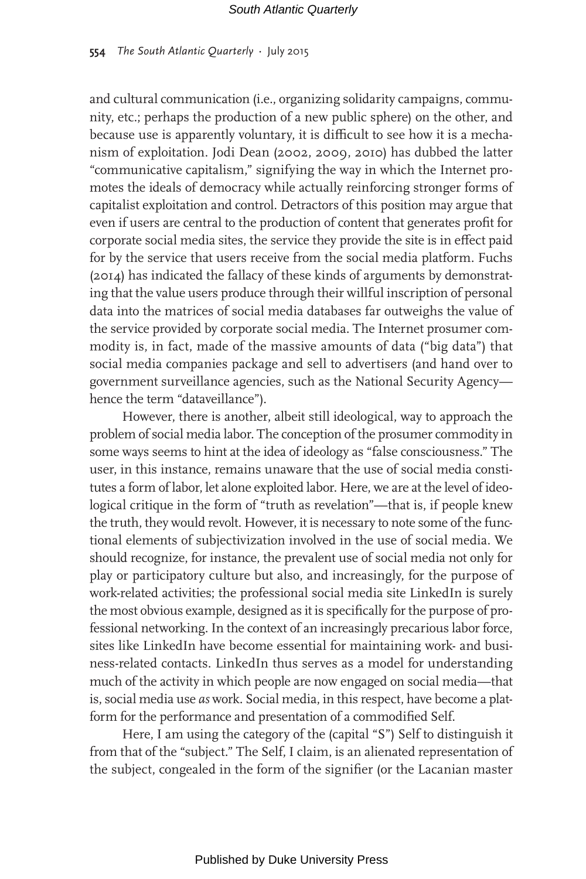and cultural communication (i.e., organizing solidarity campaigns, community, etc.; perhaps the production of a new public sphere) on the other, and because use is apparently voluntary, it is difficult to see how it is a mechanism of exploitation. Jodi Dean (2002, 2009, 2010) has dubbed the latter "communicative capitalism," signifying the way in which the Internet promotes the ideals of democracy while actually reinforcing stronger forms of capitalist exploitation and control. Detractors of this position may argue that even if users are central to the production of content that generates profit for corporate social media sites, the service they provide the site is in effect paid for by the service that users receive from the social media platform. Fuchs (2014) has indicated the fallacy of these kinds of arguments by demonstrating that the value users produce through their willful inscription of personal data into the matrices of social media databases far outweighs the value of the service provided by corporate social media. The Internet prosumer commodity is, in fact, made of the massive amounts of data ("big data") that social media companies package and sell to advertisers (and hand over to government surveillance agencies, such as the National Security Agency—hence the term "dataveillance").

However, there is another, albeit still ideological, way to approach the problem of social media labor. The conception of the prosumer commodity in some ways seems to hint at the idea of ideology as "false consciousness." The user, in this instance, remains unaware that the use of social media constitutes a form of labor, let alone exploited labor. Here, we are at the level of ideological critique in the form of "truth as revelation"—that is, if people knew the truth, they would revolt. However, it is necessary to note some of the functional elements of subjectivization involved in the use of social media. We should recognize, for instance, the prevalent use of social media not only for play or participatory culture but also, and increasingly, for the purpose of work-related activities; the professional social media site LinkedIn is surely the most obvious example, designed as it is specifically for the purpose of professional networking. In the context of an increasingly precarious labor force, sites like LinkedIn have become essential for maintaining work- and business-related contacts. LinkedIn thus serves as a model for understanding much of the activity in which people are now engaged on social media—that is, social media use *as* work. Social media, in this respect, have become a platform for the performance and presentation of a commodified Self.

Here, I am using the category of the (capital "S") Self to distinguish it from that of the "subject." The Self, I claim, is an alienated representation of the subject, congealed in the form of the signifier (or the Lacanian master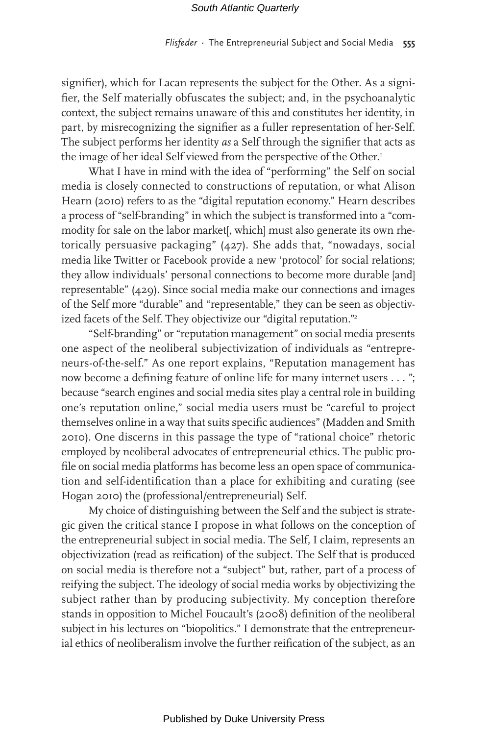signifier), which for Lacan represents the subject for the Other. As a signifier, the Self materially obfuscates the subject; and, in the psychoanalytic context, the subject remains unaware of this and constitutes her identity, in part, by misrecognizing the signifier as a fuller representation of her-Self. The subject performs her identity *as* a Self through the signifier that acts as the image of her ideal Self viewed from the perspective of the Other.[1]

What I have in mind with the idea of "performing" the Self on social media is closely connected to constructions of reputation, or what Alison Hearn (2010) refers to as the "digital reputation economy." Hearn describes a process of "self-branding" in which the subject is transformed into a "commodity for sale on the labor market[, which] must also generate its own rhetorically persuasive packaging" (427). She adds that, "nowadays, social media like Twitter or Facebook provide a new 'protocol' for social relations; they allow individuals' personal connections to become more durable [and] representable" (429). Since social media make our connections and images of the Self more "durable" and "representable," they can be seen as objectivized facets of the Self. They objectivize our "digital reputation."[2]

"Self-branding" or "reputation management" on social media presents one aspect of the neoliberal subjectivization of individuals as "entrepreneurs-of-the-self." As one report explains, "Reputation management has now become a defining feature of online life for many internet users . . . "; because "search engines and social media sites play a central role in building one's reputation online," social media users must be "careful to project themselves online in a way that suits specific audiences" (Madden and Smith 2010). One discerns in this passage the type of "rational choice" rhetoric employed by neoliberal advocates of entrepreneurial ethics. The public profile on social media platforms has become less an open space of communication and self-identification than a place for exhibiting and curating (see Hogan 2010) the (professional/entrepreneurial) Self.

My choice of distinguishing between the Self and the subject is strategic given the critical stance I propose in what follows on the conception of the entrepreneurial subject in social media. The Self, I claim, represents an objectivization (read as reification) of the subject. The Self that is produced on social media is therefore not a "subject" but, rather, part of a process of reifying the subject. The ideology of social media works by objectivizing the subject rather than by producing subjectivity. My conception therefore stands in opposition to Michel Foucault's (2008) definition of the neoliberal subject in his lectures on "biopolitics." I demonstrate that the entrepreneurial ethics of neoliberalism involve the further reification of the subject, as an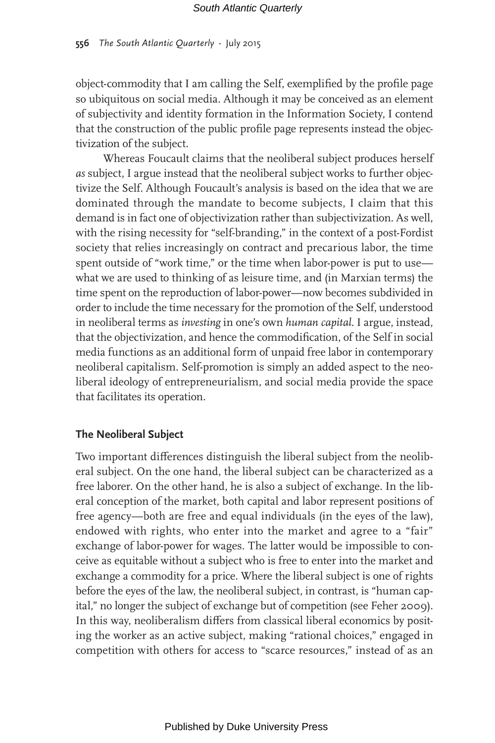object-commodity that I am calling the Self, exemplified by the profile page so ubiquitous on social media. Although it may be conceived as an element of subjectivity and identity formation in the Information Society, I contend that the construction of the public profile page represents instead the objectivization of the subject.

Whereas Foucault claims that the neoliberal subject produces herself *as* subject, I argue instead that the neoliberal subject works to further objectivize the Self. Although Foucault's analysis is based on the idea that we are dominated through the mandate to become subjects, I claim that this demand is in fact one of objectivization rather than subjectivization. As well, with the rising necessity for "self-branding," in the context of a post-Fordist society that relies increasingly on contract and precarious labor, the time spent outside of "work time," or the time when labor-power is put to use—what we are used to thinking of as leisure time, and (in Marxian terms) the time spent on the reproduction of labor-power—now becomes subdivided in order to include the time necessary for the promotion of the Self, understood in neoliberal terms as *investing* in one's own *human capital*. I argue, instead, that the objectivization, and hence the commodification, of the Self in social media functions as an additional form of unpaid free labor in contemporary neoliberal capitalism. Self-promotion is simply an added aspect to the neoliberal ideology of entrepreneurialism, and social media provide the space that facilitates its operation.

## The Neoliberal Subject

Two important differences distinguish the liberal subject from the neoliberal subject. On the one hand, the liberal subject can be characterized as a free laborer. On the other hand, he is also a subject of exchange. In the liberal conception of the market, both capital and labor represent positions of free agency—both are free and equal individuals (in the eyes of the law), endowed with rights, who enter into the market and agree to a "fair" exchange of labor-power for wages. The latter would be impossible to conceive as equitable without a subject who is free to enter into the market and exchange a commodity for a price. Where the liberal subject is one of rights before the eyes of the law, the neoliberal subject, in contrast, is "human capital," no longer the subject of exchange but of competition (see Feher 2009). In this way, neoliberalism differs from classical liberal economics by positing the worker as an active subject, making "rational choices," engaged in competition with others for access to "scarce resources," instead of as an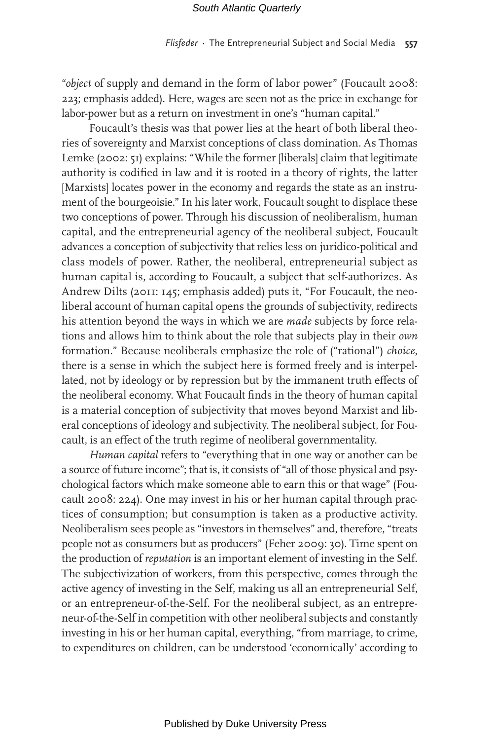"*object* of supply and demand in the form of labor power" (Foucault 2008: 223; emphasis added). Here, wages are seen not as the price in exchange for labor-power but as a return on investment in one's "human capital."

Foucault's thesis was that power lies at the heart of both liberal theories of sovereignty and Marxist conceptions of class domination. As Thomas Lemke (2002: 51) explains: "While the former [liberals] claim that legitimate authority is codified in law and it is rooted in a theory of rights, the latter [Marxists] locates power in the economy and regards the state as an instrument of the bourgeoisie." In his later work, Foucault sought to displace these two conceptions of power. Through his discussion of neoliberalism, human capital, and the entrepreneurial agency of the neoliberal subject, Foucault advances a conception of subjectivity that relies less on juridico-political and class models of power. Rather, the neoliberal, entrepreneurial subject as human capital is, according to Foucault, a subject that self-authorizes. As Andrew Dilts (2011: 145; emphasis added) puts it, "For Foucault, the neoliberal account of human capital opens the grounds of subjectivity, redirects his attention beyond the ways in which we are *made* subjects by force relations and allows him to think about the role that subjects play in their *own* formation." Because neoliberals emphasize the role of ("rational") *choice*, there is a sense in which the subject here is formed freely and is interpellated, not by ideology or by repression but by the immanent truth effects of the neoliberal economy. What Foucault finds in the theory of human capital is a material conception of subjectivity that moves beyond Marxist and liberal conceptions of ideology and subjectivity. The neoliberal subject, for Foucault, is an effect of the truth regime of neoliberal governmentality.

*Human capital* refers to "everything that in one way or another can be a source of future income"; that is, it consists of "all of those physical and psychological factors which make someone able to earn this or that wage" (Foucault 2008: 224). One may invest in his or her human capital through practices of consumption; but consumption is taken as a productive activity. Neoliberalism sees people as "investors in themselves" and, therefore, "treats people not as consumers but as producers" (Feher 2009: 30). Time spent on the production of *reputation* is an important element of investing in the Self. The subjectivization of workers, from this perspective, comes through the active agency of investing in the Self, making us all an entrepreneurial Self, or an entrepreneur-of-the-Self. For the neoliberal subject, as an entrepreneur-of-the-Self in competition with other neoliberal subjects and constantly investing in his or her human capital, everything, "from marriage, to crime, to expenditures on children, can be understood 'economically' according to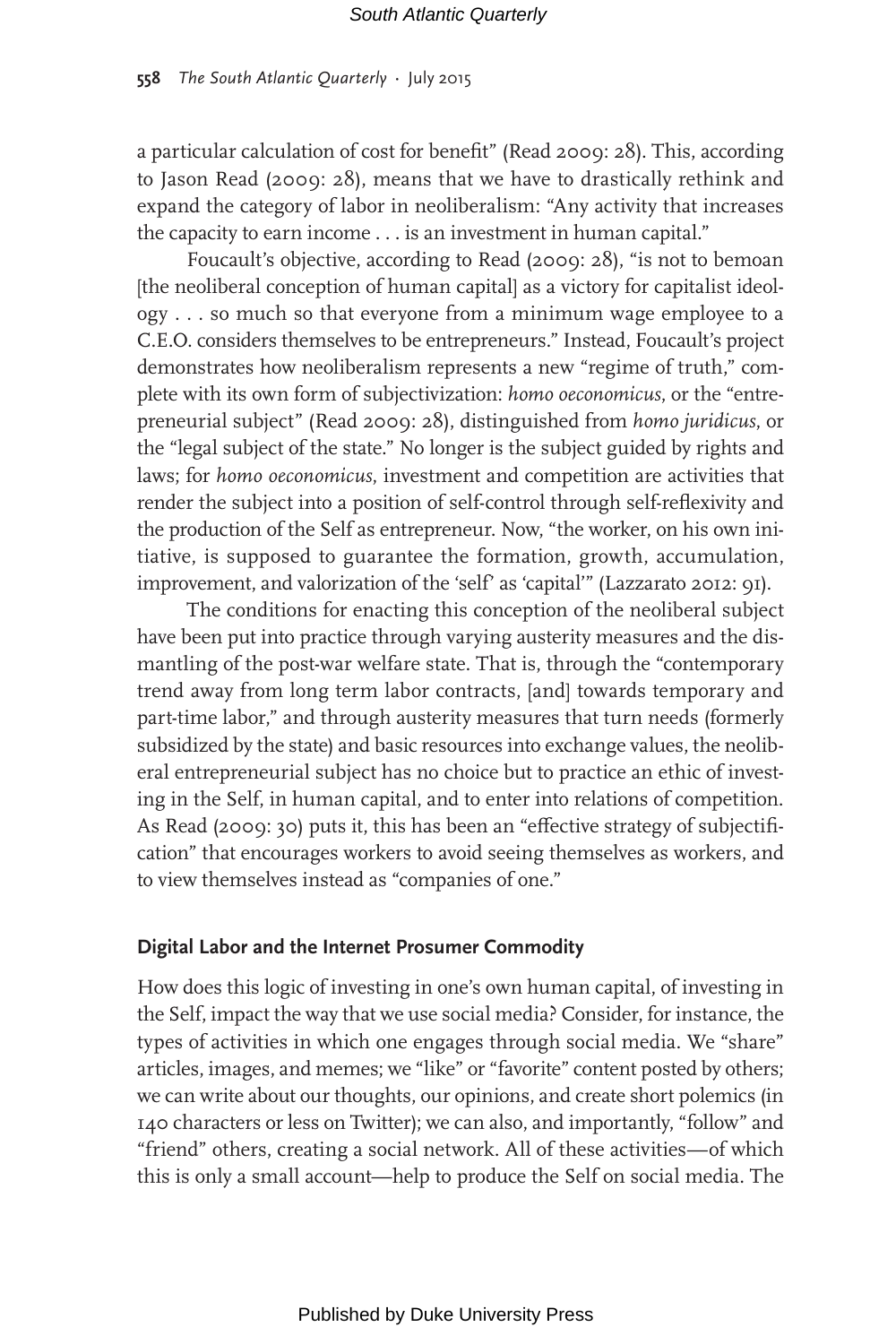a particular calculation of cost for benefit" (Read 2009: 28). This, according to Jason Read (2009: 28), means that we have to drastically rethink and expand the category of labor in neoliberalism: "Any activity that increases the capacity to earn income . . . is an investment in human capital."

Foucault's objective, according to Read (2009: 28), "is not to bemoan [the neoliberal conception of human capital] as a victory for capitalist ideology . . . so much so that everyone from a minimum wage employee to a C.E.O. considers themselves to be entrepreneurs." Instead, Foucault's project demonstrates how neoliberalism represents a new "regime of truth," complete with its own form of subjectivization: *homo oeconomicus*, or the "entrepreneurial subject" (Read 2009: 28), distinguished from *homo juridicus*, or the "legal subject of the state." No longer is the subject guided by rights and laws; for *homo oeconomicus*, investment and competition are activities that render the subject into a position of self-control through self-reflexivity and the production of the Self as entrepreneur. Now, "the worker, on his own initiative, is supposed to guarantee the formation, growth, accumulation, improvement, and valorization of the 'self' as 'capital'" (Lazzarato 2012: 91).

The conditions for enacting this conception of the neoliberal subject have been put into practice through varying austerity measures and the dismantling of the post-war welfare state. That is, through the "contemporary trend away from long term labor contracts, [and] towards temporary and part-time labor," and through austerity measures that turn needs (formerly subsidized by the state) and basic resources into exchange values, the neoliberal entrepreneurial subject has no choice but to practice an ethic of investing in the Self, in human capital, and to enter into relations of competition. As Read (2009: 30) puts it, this has been an "effective strategy of subjectification" that encourages workers to avoid seeing themselves as workers, and to view themselves instead as "companies of one."

## Digital Labor and the Internet Prosumer Commodity

How does this logic of investing in one's own human capital, of investing in the Self, impact the way that we use social media? Consider, for instance, the types of activities in which one engages through social media. We "share" articles, images, and memes; we "like" or "favorite" content posted by others; we can write about our thoughts, our opinions, and create short polemics (in 140 characters or less on Twitter); we can also, and importantly, "follow" and "friend" others, creating a social network. All of these activities—of which this is only a small account—help to produce the Self on social media. The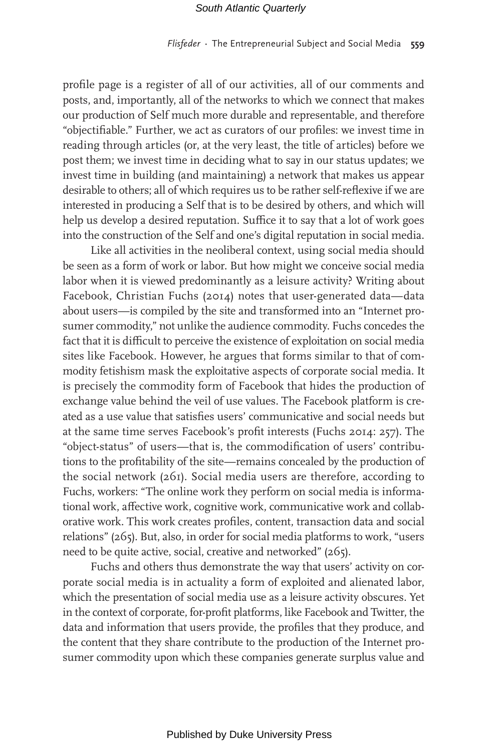profile page is a register of all of our activities, all of our comments and posts, and, importantly, all of the networks to which we connect that makes our production of Self much more durable and representable, and therefore "objectifiable." Further, we act as curators of our profiles: we invest time in reading through articles (or, at the very least, the title of articles) before we post them; we invest time in deciding what to say in our status updates; we invest time in building (and maintaining) a network that makes us appear desirable to others; all of which requires us to be rather self-reflexive if we are interested in producing a Self that is to be desired by others, and which will help us develop a desired reputation. Suffice it to say that a lot of work goes into the construction of the Self and one's digital reputation in social media.

Like all activities in the neoliberal context, using social media should be seen as a form of work or labor. But how might we conceive social media labor when it is viewed predominantly as a leisure activity? Writing about Facebook, Christian Fuchs (2014) notes that user-generated data—data about users—is compiled by the site and transformed into an "Internet prosumer commodity," not unlike the audience commodity. Fuchs concedes the fact that it is difficult to perceive the existence of exploitation on social media sites like Facebook. However, he argues that forms similar to that of commodity fetishism mask the exploitative aspects of corporate social media. It is precisely the commodity form of Facebook that hides the production of exchange value behind the veil of use values. The Facebook platform is created as a use value that satisfies users' communicative and social needs but at the same time serves Facebook's profit interests (Fuchs 2014: 257). The "object-status" of users—that is, the commodification of users' contributions to the profitability of the site—remains concealed by the production of the social network (261). Social media users are therefore, according to Fuchs, workers: "The online work they perform on social media is informational work, affective work, cognitive work, communicative work and collaborative work. This work creates profiles, content, transaction data and social relations" (265). But, also, in order for social media platforms to work, "users need to be quite active, social, creative and networked" (265).

Fuchs and others thus demonstrate the way that users' activity on corporate social media is in actuality a form of exploited and alienated labor, which the presentation of social media use as a leisure activity obscures. Yet in the context of corporate, for-profit platforms, like Facebook and Twitter, the data and information that users provide, the profiles that they produce, and the content that they share contribute to the production of the Internet prosumer commodity upon which these companies generate surplus value and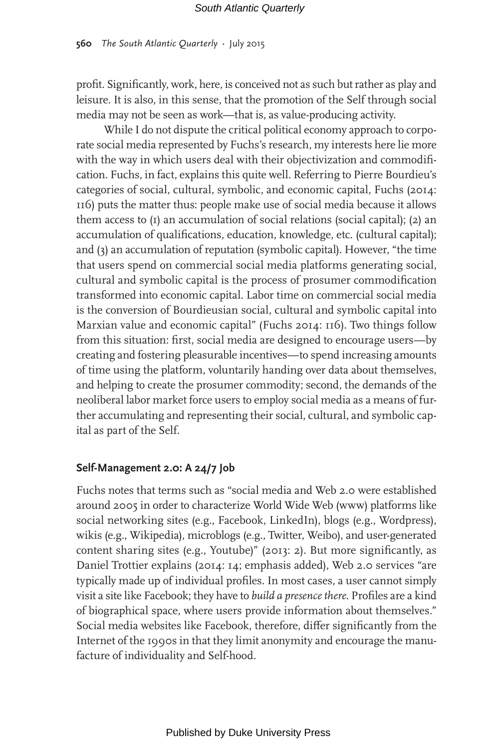profit. Significantly, work, here, is conceived not as such but rather as play and leisure. It is also, in this sense, that the promotion of the Self through social media may not be seen as work—that is, as value-producing activity.

While I do not dispute the critical political economy approach to corporate social media represented by Fuchs's research, my interests here lie more with the way in which users deal with their objectivization and commodification. Fuchs, in fact, explains this quite well. Referring to Pierre Bourdieu's categories of social, cultural, symbolic, and economic capital, Fuchs (2014: 116) puts the matter thus: people make use of social media because it allows them access to (1) an accumulation of social relations (social capital); (2) an accumulation of qualifications, education, knowledge, etc. (cultural capital); and (3) an accumulation of reputation (symbolic capital). However, "the time that users spend on commercial social media platforms generating social, cultural and symbolic capital is the process of prosumer commodification transformed into economic capital. Labor time on commercial social media is the conversion of Bourdieusian social, cultural and symbolic capital into Marxian value and economic capital" (Fuchs 2014: 116). Two things follow from this situation: first, social media are designed to encourage users—by creating and fostering pleasurable incentives—to spend increasing amounts of time using the platform, voluntarily handing over data about themselves, and helping to create the prosumer commodity; second, the demands of the neoliberal labor market force users to employ social media as a means of further accumulating and representing their social, cultural, and symbolic capital as part of the Self.

## Self-Management 2.0: A 24/7 Job

Fuchs notes that terms such as "social media and Web 2.0 were established around 2005 in order to characterize World Wide Web (www) platforms like social networking sites (e.g., Facebook, LinkedIn), blogs (e.g., Wordpress), wikis (e.g., Wikipedia), microblogs (e.g., Twitter, Weibo), and user-generated content sharing sites (e.g., Youtube)" (2013: 2). But more significantly, as Daniel Trottier explains (2014: 14; emphasis added), Web 2.0 services "are typically made up of individual profiles. In most cases, a user cannot simply visit a site like Facebook; they have to *build a presence there*. Profiles are a kind of biographical space, where users provide information about themselves." Social media websites like Facebook, therefore, differ significantly from the Internet of the 1990s in that they limit anonymity and encourage the manufacture of individuality and Self-hood.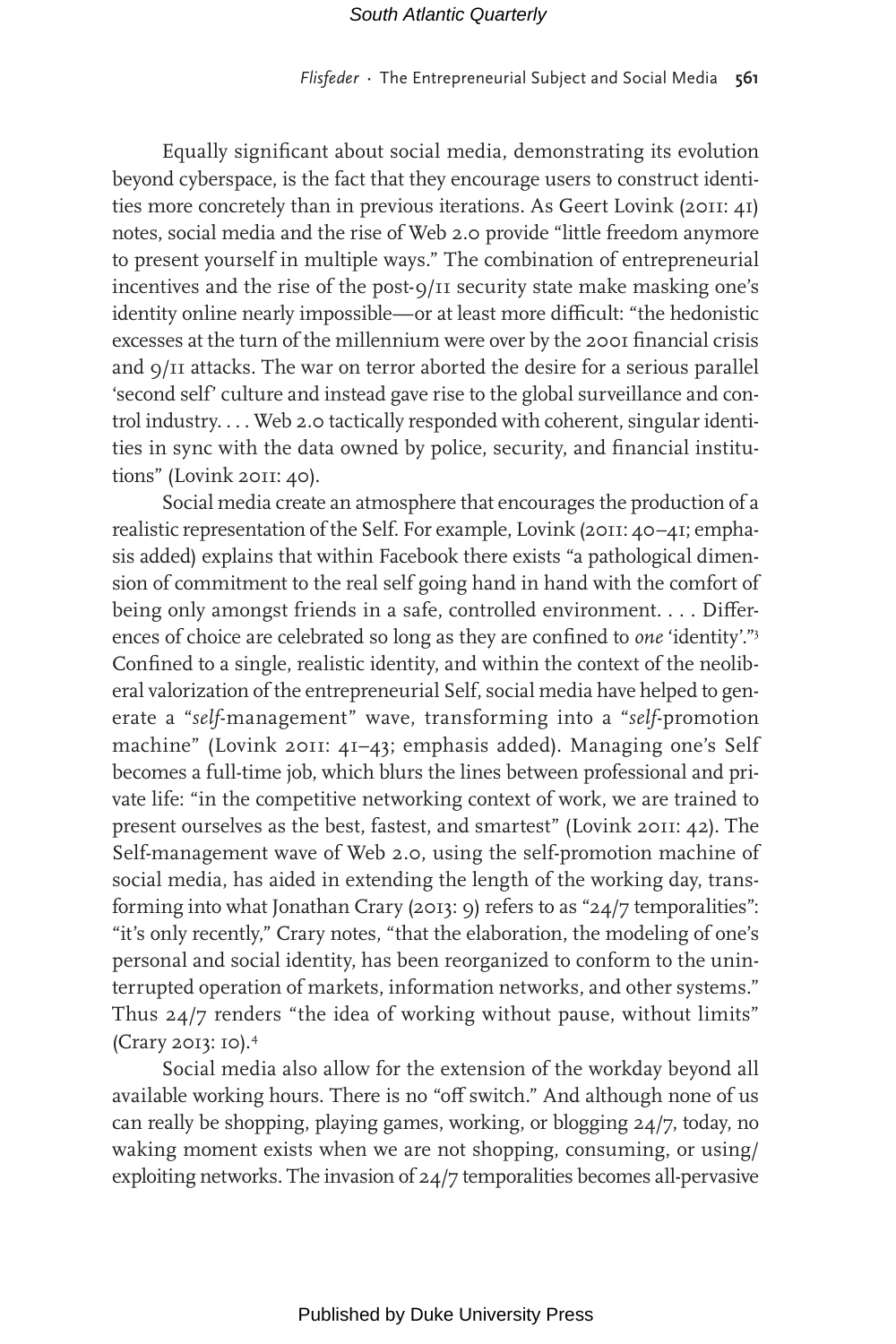Equally significant about social media, demonstrating its evolution beyond cyberspace, is the fact that they encourage users to construct identities more concretely than in previous iterations. As Geert Lovink (2011: 41) notes, social media and the rise of Web 2.0 provide "little freedom anymore to present yourself in multiple ways." The combination of entrepreneurial incentives and the rise of the post-9/11 security state make masking one's identity online nearly impossible—or at least more difficult: "the hedonistic excesses at the turn of the millennium were over by the 2001 financial crisis and 9/11 attacks. The war on terror aborted the desire for a serious parallel 'second self' culture and instead gave rise to the global surveillance and control industry. . . . Web 2.0 tactically responded with coherent, singular identities in sync with the data owned by police, security, and financial institutions" (Lovink 2011: 40).

Social media create an atmosphere that encourages the production of a realistic representation of the Self. For example, Lovink (2011: 40–41; emphasis added) explains that within Facebook there exists "a pathological dimension of commitment to the real self going hand in hand with the comfort of being only amongst friends in a safe, controlled environment. . . . Differences of choice are celebrated so long as they are confined to *one* 'identity'."[3] Confined to a single, realistic identity, and within the context of the neoliberal valorization of the entrepreneurial Self, social media have helped to generate a "*self*-management" wave, transforming into a "*self*-promotion machine" (Lovink 2011: 41–43; emphasis added). Managing one's Self becomes a full-time job, which blurs the lines between professional and private life: "in the competitive networking context of work, we are trained to present ourselves as the best, fastest, and smartest" (Lovink 2011: 42). The Self-management wave of Web 2.0, using the self-promotion machine of social media, has aided in extending the length of the working day, transforming into what Jonathan Crary (2013: 9) refers to as "24/7 temporalities": "it's only recently," Crary notes, "that the elaboration, the modeling of one's personal and social identity, has been reorganized to conform to the uninterrupted operation of markets, information networks, and other systems." Thus 24/7 renders "the idea of working without pause, without limits" (Crary 2013: 10).[4]

Social media also allow for the extension of the workday beyond all available working hours. There is no "off switch." And although none of us can really be shopping, playing games, working, or blogging 24/7, today, no waking moment exists when we are not shopping, consuming, or using/exploiting networks. The invasion of 24/7 temporalities becomes all-pervasive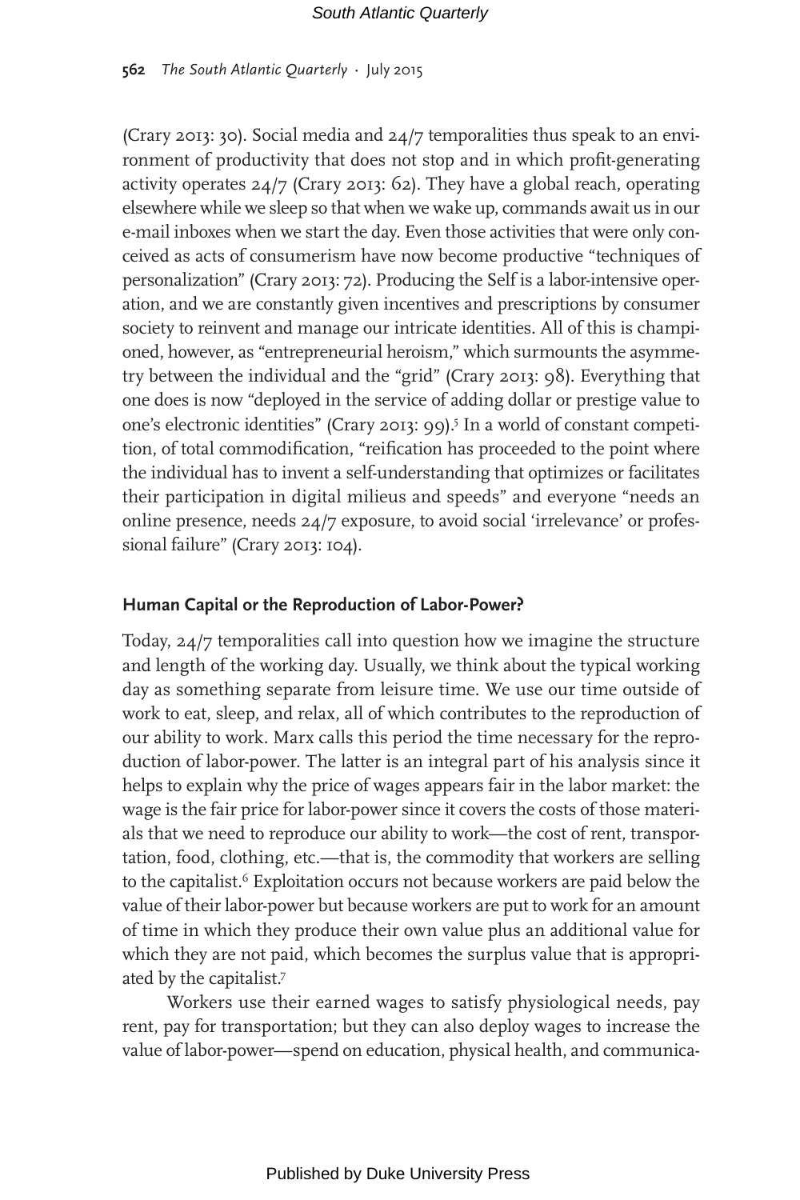(Crary 2013: 30). Social media and 24/7 temporalities thus speak to an environment of productivity that does not stop and in which profit-generating activity operates 24/7 (Crary 2013: 62). They have a global reach, operating elsewhere while we sleep so that when we wake up, commands await us in our e-mail inboxes when we start the day. Even those activities that were only conceived as acts of consumerism have now become productive "techniques of personalization" (Crary 2013: 72). Producing the Self is a labor-intensive operation, and we are constantly given incentives and prescriptions by consumer society to reinvent and manage our intricate identities. All of this is championed, however, as "entrepreneurial heroism," which surmounts the asymmetry between the individual and the "grid" (Crary 2013: 98). Everything that one does is now "deployed in the service of adding dollar or prestige value to one's electronic identities" (Crary 2013: 99).[5] In a world of constant competition, of total commodification, "reification has proceeded to the point where the individual has to invent a self-understanding that optimizes or facilitates their participation in digital milieus and speeds" and everyone "needs an online presence, needs 24/7 exposure, to avoid social 'irrelevance' or professional failure" (Crary 2013: 104).

## Human Capital or the Reproduction of Labor-Power?

Today, 24/7 temporalities call into question how we imagine the structure and length of the working day. Usually, we think about the typical working day as something separate from leisure time. We use our time outside of work to eat, sleep, and relax, all of which contributes to the reproduction of our ability to work. Marx calls this period the time necessary for the reproduction of labor-power. The latter is an integral part of his analysis since it helps to explain why the price of wages appears fair in the labor market: the wage is the fair price for labor-power since it covers the costs of those materials that we need to reproduce our ability to work—the cost of rent, transportation, food, clothing, etc.—that is, the commodity that workers are selling to the capitalist.[6] Exploitation occurs not because workers are paid below the value of their labor-power but because workers are put to work for an amount of time in which they produce their own value plus an additional value for which they are not paid, which becomes the surplus value that is appropriated by the capitalist.[7]

Workers use their earned wages to satisfy physiological needs, pay rent, pay for transportation; but they can also deploy wages to increase the value of labor-power—spend on education, physical health, and communica-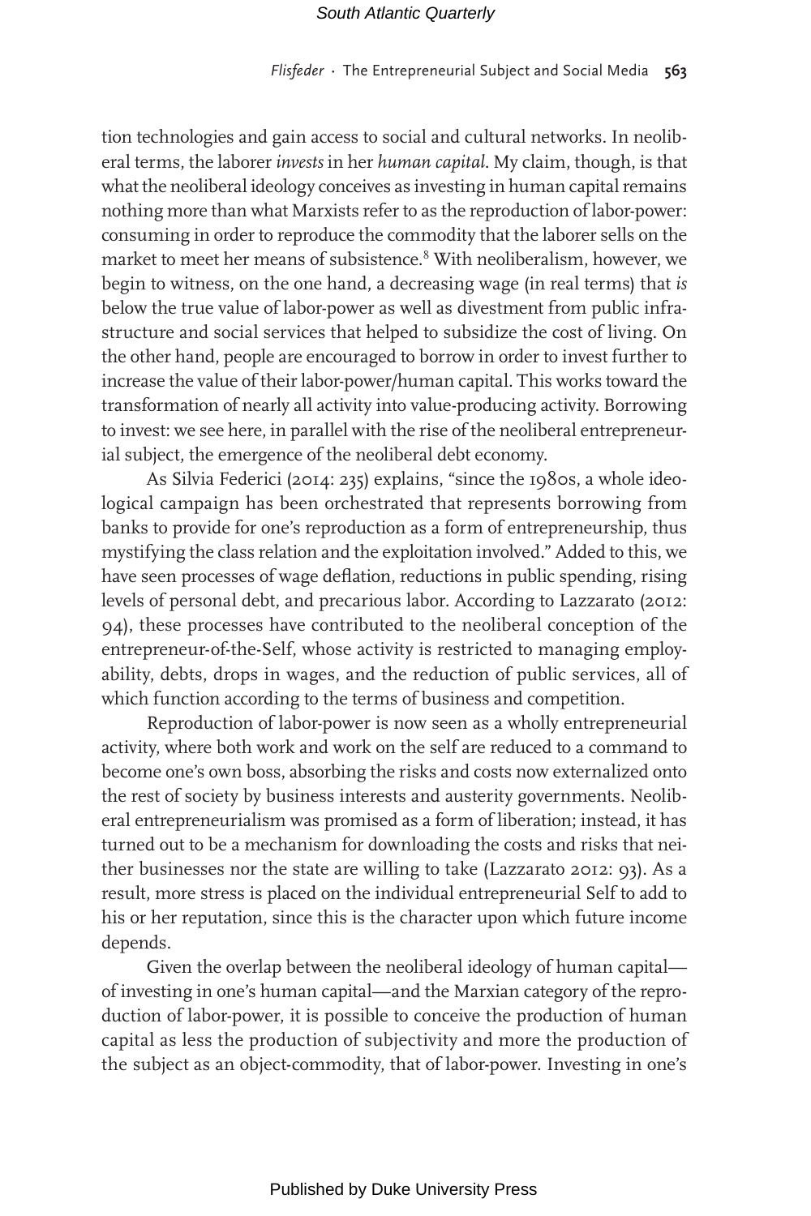tion technologies and gain access to social and cultural networks. In neoliberal terms, the laborer *invests* in her *human capital*. My claim, though, is that what the neoliberal ideology conceives as investing in human capital remains nothing more than what Marxists refer to as the reproduction of labor-power: consuming in order to reproduce the commodity that the laborer sells on the market to meet her means of subsistence.[8] With neoliberalism, however, we begin to witness, on the one hand, a decreasing wage (in real terms) that *is* below the true value of labor-power as well as divestment from public infrastructure and social services that helped to subsidize the cost of living. On the other hand, people are encouraged to borrow in order to invest further to increase the value of their labor-power/human capital. This works toward the transformation of nearly all activity into value-producing activity. Borrowing to invest: we see here, in parallel with the rise of the neoliberal entrepreneurial subject, the emergence of the neoliberal debt economy.

As Silvia Federici (2014: 235) explains, "since the 1980s, a whole ideological campaign has been orchestrated that represents borrowing from banks to provide for one's reproduction as a form of entrepreneurship, thus mystifying the class relation and the exploitation involved." Added to this, we have seen processes of wage deflation, reductions in public spending, rising levels of personal debt, and precarious labor. According to Lazzarato (2012: 94), these processes have contributed to the neoliberal conception of the entrepreneur-of-the-Self, whose activity is restricted to managing employability, debts, drops in wages, and the reduction of public services, all of which function according to the terms of business and competition.

Reproduction of labor-power is now seen as a wholly entrepreneurial activity, where both work and work on the self are reduced to a command to become one's own boss, absorbing the risks and costs now externalized onto the rest of society by business interests and austerity governments. Neoliberal entrepreneurialism was promised as a form of liberation; instead, it has turned out to be a mechanism for downloading the costs and risks that neither businesses nor the state are willing to take (Lazzarato 2012: 93). As a result, more stress is placed on the individual entrepreneurial Self to add to his or her reputation, since this is the character upon which future income depends.

Given the overlap between the neoliberal ideology of human capital—of investing in one's human capital—and the Marxian category of the reproduction of labor-power, it is possible to conceive the production of human capital as less the production of subjectivity and more the production of the subject as an object-commodity, that of labor-power. Investing in one's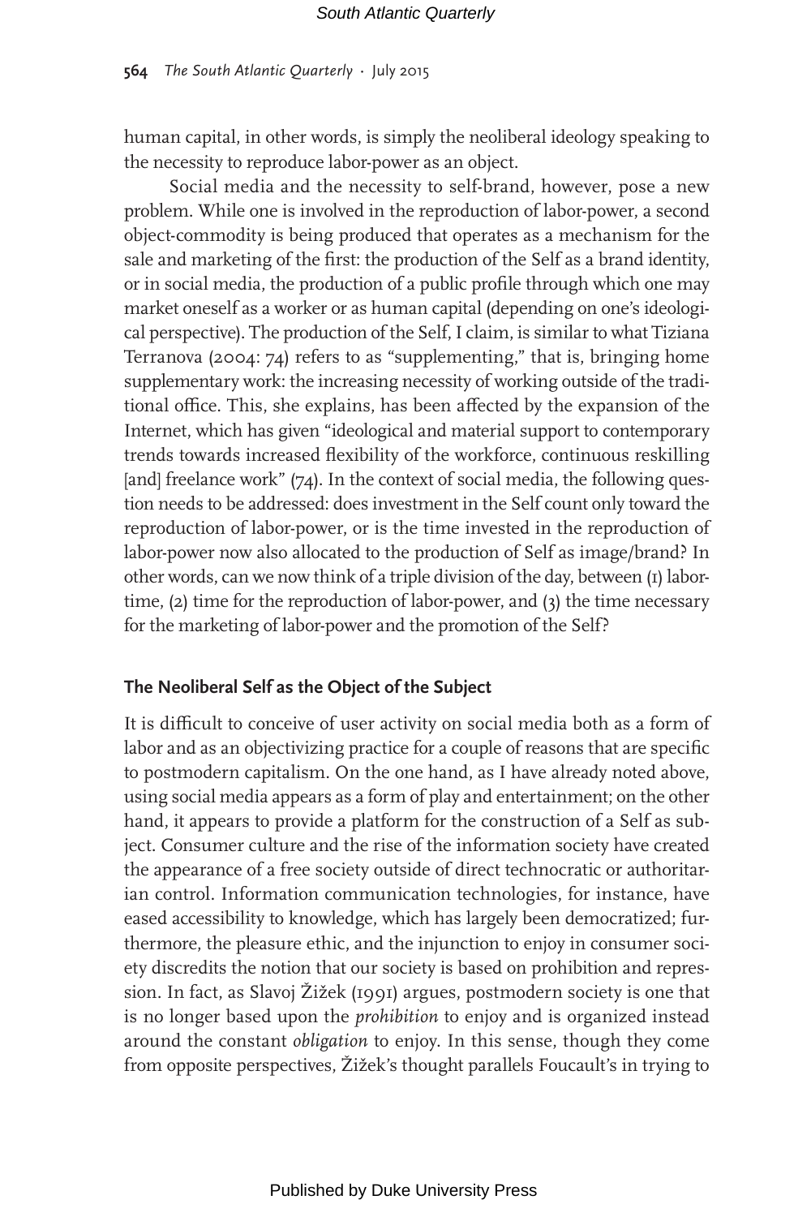human capital, in other words, is simply the neoliberal ideology speaking to the necessity to reproduce labor-power as an object.

Social media and the necessity to self-brand, however, pose a new problem. While one is involved in the reproduction of labor-power, a second object-commodity is being produced that operates as a mechanism for the sale and marketing of the first: the production of the Self as a brand identity, or in social media, the production of a public profile through which one may market oneself as a worker or as human capital (depending on one's ideological perspective). The production of the Self, I claim, is similar to what Tiziana Terranova (2004: 74) refers to as "supplementing," that is, bringing home supplementary work: the increasing necessity of working outside of the traditional office. This, she explains, has been affected by the expansion of the Internet, which has given "ideological and material support to contemporary trends towards increased flexibility of the workforce, continuous reskilling [and] freelance work" (74). In the context of social media, the following question needs to be addressed: does investment in the Self count only toward the reproduction of labor-power, or is the time invested in the reproduction of labor-power now also allocated to the production of Self as image/brand? In other words, can we now think of a triple division of the day, between (1) labor-time, (2) time for the reproduction of labor-power, and (3) the time necessary for the marketing of labor-power and the promotion of the Self?

## The Neoliberal Self as the Object of the Subject

It is difficult to conceive of user activity on social media both as a form of labor and as an objectivizing practice for a couple of reasons that are specific to postmodern capitalism. On the one hand, as I have already noted above, using social media appears as a form of play and entertainment; on the other hand, it appears to provide a platform for the construction of a Self as subject. Consumer culture and the rise of the information society have created the appearance of a free society outside of direct technocratic or authoritarian control. Information communication technologies, for instance, have eased accessibility to knowledge, which has largely been democratized; furthermore, the pleasure ethic, and the injunction to enjoy in consumer society discredits the notion that our society is based on prohibition and repression. In fact, as Slavoj Žižek (1991) argues, postmodern society is one that is no longer based upon the *prohibition* to enjoy and is organized instead around the constant *obligation* to enjoy. In this sense, though they come from opposite perspectives, Žižek's thought parallels Foucault's in trying to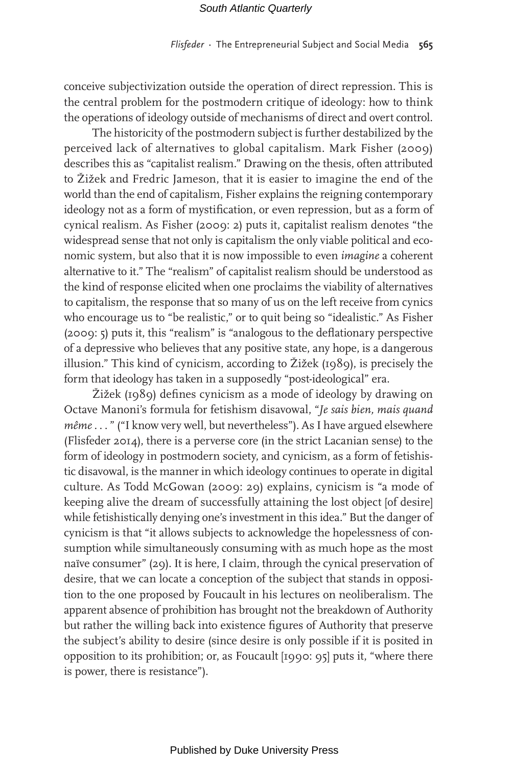conceive subjectivization outside the operation of direct repression. This is the central problem for the postmodern critique of ideology: how to think the operations of ideology outside of mechanisms of direct and overt control.

The historicity of the postmodern subject is further destabilized by the perceived lack of alternatives to global capitalism. Mark Fisher (2009) describes this as "capitalist realism." Drawing on the thesis, often attributed to Žižek and Fredric Jameson, that it is easier to imagine the end of the world than the end of capitalism, Fisher explains the reigning contemporary ideology not as a form of mystification, or even repression, but as a form of cynical realism. As Fisher (2009: 2) puts it, capitalist realism denotes "the widespread sense that not only is capitalism the only viable political and economic system, but also that it is now impossible to even *imagine* a coherent alternative to it." The "realism" of capitalist realism should be understood as the kind of response elicited when one proclaims the viability of alternatives to capitalism, the response that so many of us on the left receive from cynics who encourage us to "be realistic," or to quit being so "idealistic." As Fisher (2009: 5) puts it, this "realism" is "analogous to the deflationary perspective of a depressive who believes that any positive state, any hope, is a dangerous illusion." This kind of cynicism, according to Žižek (1989), is precisely the form that ideology has taken in a supposedly "post-ideological" era.

Žižek (1989) defines cynicism as a mode of ideology by drawing on Octave Manoni's formula for fetishism disavowal, "*Je sais bien, mais quand même* . . . " ("I know very well, but nevertheless"). As I have argued elsewhere (Flisfeder 2014), there is a perverse core (in the strict Lacanian sense) to the form of ideology in postmodern society, and cynicism, as a form of fetishistic disavowal, is the manner in which ideology continues to operate in digital culture. As Todd McGowan (2009: 29) explains, cynicism is "a mode of keeping alive the dream of successfully attaining the lost object [of desire] while fetishistically denying one's investment in this idea." But the danger of cynicism is that "it allows subjects to acknowledge the hopelessness of consumption while simultaneously consuming with as much hope as the most naïve consumer" (29). It is here, I claim, through the cynical preservation of desire, that we can locate a conception of the subject that stands in opposition to the one proposed by Foucault in his lectures on neoliberalism. The apparent absence of prohibition has brought not the breakdown of Authority but rather the willing back into existence figures of Authority that preserve the subject's ability to desire (since desire is only possible if it is posited in opposition to its prohibition; or, as Foucault [1990: 95] puts it, "where there is power, there is resistance").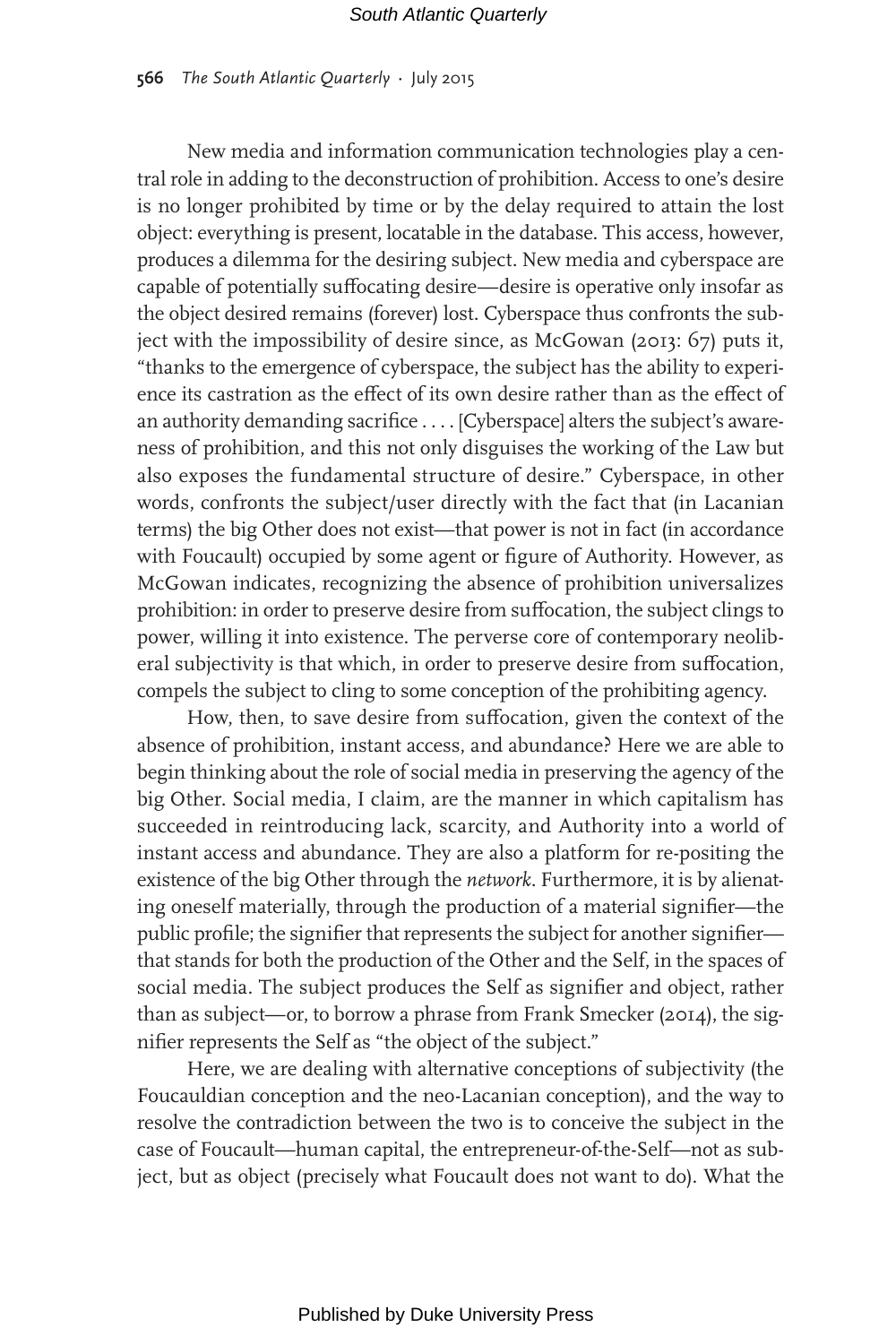New media and information communication technologies play a central role in adding to the deconstruction of prohibition. Access to one's desire is no longer prohibited by time or by the delay required to attain the lost object: everything is present, locatable in the database. This access, however, produces a dilemma for the desiring subject. New media and cyberspace are capable of potentially suffocating desire—desire is operative only insofar as the object desired remains (forever) lost. Cyberspace thus confronts the subject with the impossibility of desire since, as McGowan (2013: 67) puts it, "thanks to the emergence of cyberspace, the subject has the ability to experience its castration as the effect of its own desire rather than as the effect of an authority demanding sacrifice . . . . [Cyberspace] alters the subject's awareness of prohibition, and this not only disguises the working of the Law but also exposes the fundamental structure of desire." Cyberspace, in other words, confronts the subject/user directly with the fact that (in Lacanian terms) the big Other does not exist—that power is not in fact (in accordance with Foucault) occupied by some agent or figure of Authority. However, as McGowan indicates, recognizing the absence of prohibition universalizes prohibition: in order to preserve desire from suffocation, the subject clings to power, willing it into existence. The perverse core of contemporary neoliberal subjectivity is that which, in order to preserve desire from suffocation, compels the subject to cling to some conception of the prohibiting agency.

How, then, to save desire from suffocation, given the context of the absence of prohibition, instant access, and abundance? Here we are able to begin thinking about the role of social media in preserving the agency of the big Other. Social media, I claim, are the manner in which capitalism has succeeded in reintroducing lack, scarcity, and Authority into a world of instant access and abundance. They are also a platform for re-positing the existence of the big Other through the *network*. Furthermore, it is by alienating oneself materially, through the production of a material signifier—the public profile; the signifier that represents the subject for another signifier—that stands for both the production of the Other and the Self, in the spaces of social media. The subject produces the Self as signifier and object, rather than as subject—or, to borrow a phrase from Frank Smecker (2014), the signifier represents the Self as "the object of the subject."

Here, we are dealing with alternative conceptions of subjectivity (the Foucauldian conception and the neo-Lacanian conception), and the way to resolve the contradiction between the two is to conceive the subject in the case of Foucault—human capital, the entrepreneur-of-the-Self—not as subject, but as object (precisely what Foucault does not want to do). What the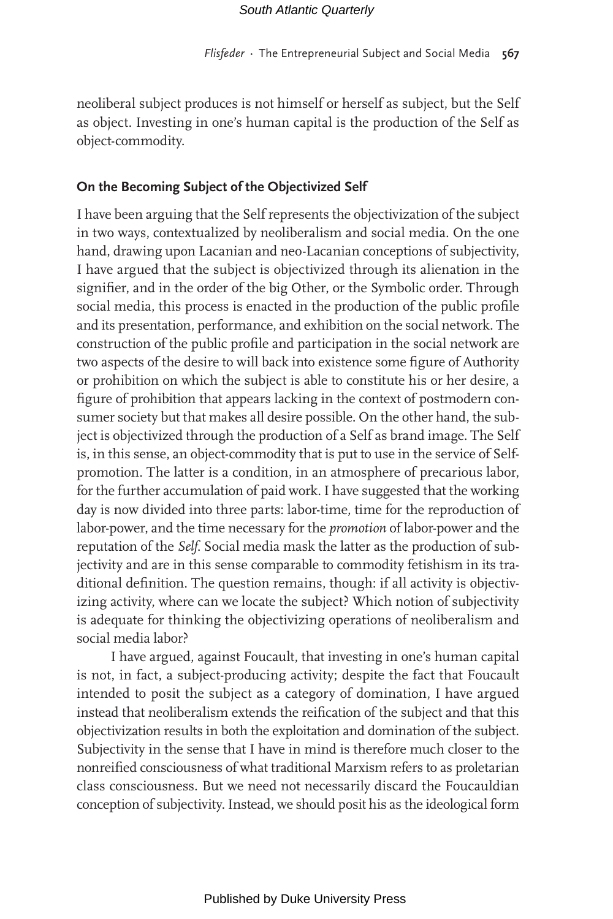neoliberal subject produces is not himself or herself as subject, but the Self as object. Investing in one's human capital is the production of the Self as object-commodity.

## On the Becoming Subject of the Objectivized Self

I have been arguing that the Self represents the objectivization of the subject in two ways, contextualized by neoliberalism and social media. On the one hand, drawing upon Lacanian and neo-Lacanian conceptions of subjectivity, I have argued that the subject is objectivized through its alienation in the signifier, and in the order of the big Other, or the Symbolic order. Through social media, this process is enacted in the production of the public profile and its presentation, performance, and exhibition on the social network. The construction of the public profile and participation in the social network are two aspects of the desire to will back into existence some figure of Authority or prohibition on which the subject is able to constitute his or her desire, a figure of prohibition that appears lacking in the context of postmodern consumer society but that makes all desire possible. On the other hand, the subject is objectivized through the production of a Self as brand image. The Self is, in this sense, an object-commodity that is put to use in the service of Self-promotion. The latter is a condition, in an atmosphere of precarious labor, for the further accumulation of paid work. I have suggested that the working day is now divided into three parts: labor-time, time for the reproduction of labor-power, and the time necessary for the *promotion* of labor-power and the reputation of the *Self*. Social media mask the latter as the production of subjectivity and are in this sense comparable to commodity fetishism in its traditional definition. The question remains, though: if all activity is objectivizing activity, where can we locate the subject? Which notion of subjectivity is adequate for thinking the objectivizing operations of neoliberalism and social media labor?

I have argued, against Foucault, that investing in one's human capital is not, in fact, a subject-producing activity; despite the fact that Foucault intended to posit the subject as a category of domination, I have argued instead that neoliberalism extends the reification of the subject and that this objectivization results in both the exploitation and domination of the subject. Subjectivity in the sense that I have in mind is therefore much closer to the nonreified consciousness of what traditional Marxism refers to as proletarian class consciousness. But we need not necessarily discard the Foucauldian conception of subjectivity. Instead, we should posit his as the ideological form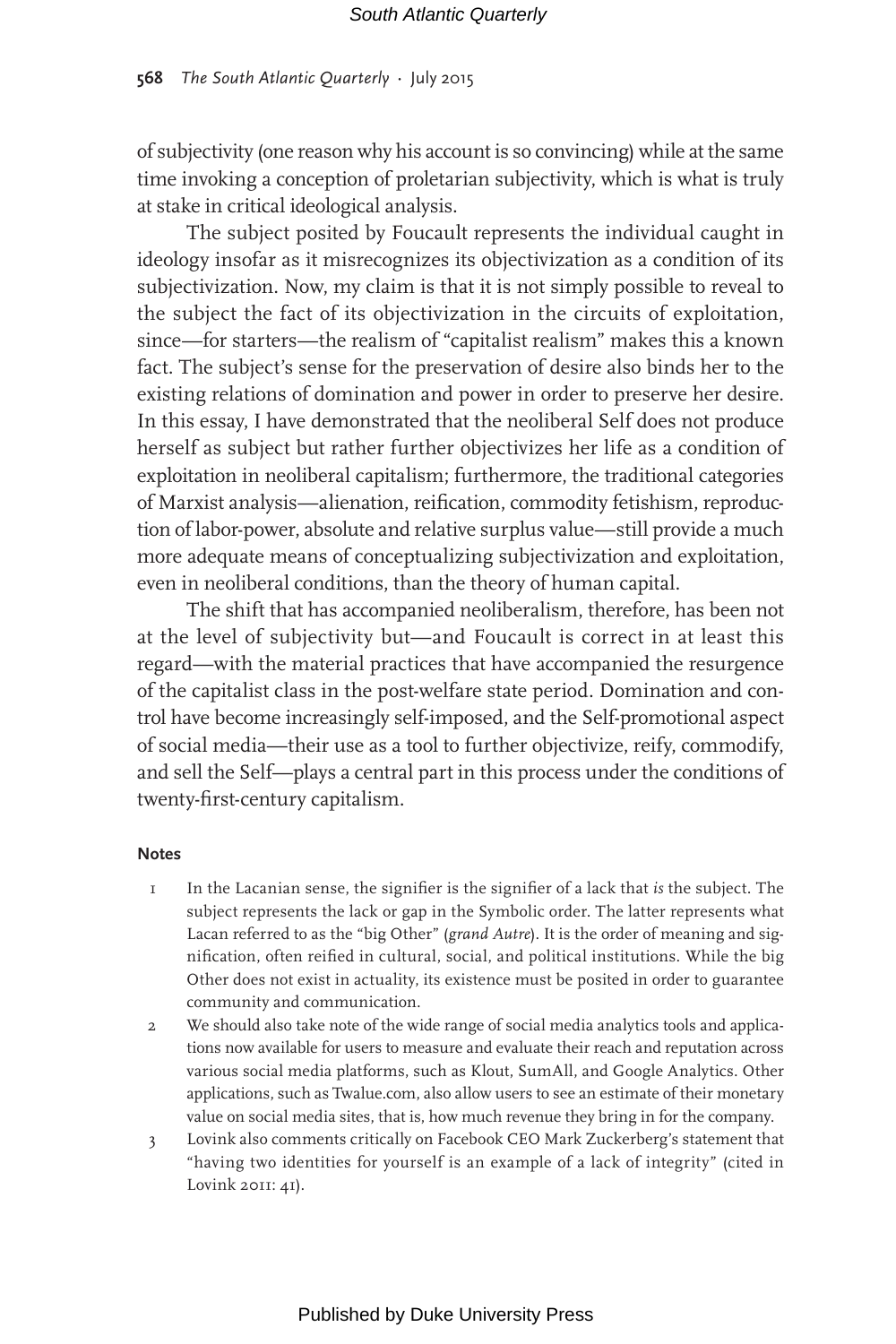of subjectivity (one reason why his account is so convincing) while at the same time invoking a conception of proletarian subjectivity, which is what is truly at stake in critical ideological analysis.

The subject posited by Foucault represents the individual caught in ideology insofar as it misrecognizes its objectivization as a condition of its subjectivization. Now, my claim is that it is not simply possible to reveal to the subject the fact of its objectivization in the circuits of exploitation, since—for starters—the realism of "capitalist realism" makes this a known fact. The subject's sense for the preservation of desire also binds her to the existing relations of domination and power in order to preserve her desire. In this essay, I have demonstrated that the neoliberal Self does not produce herself as subject but rather further objectivizes her life as a condition of exploitation in neoliberal capitalism; furthermore, the traditional categories of Marxist analysis—alienation, reification, commodity fetishism, reproduction of labor-power, absolute and relative surplus value—still provide a much more adequate means of conceptualizing subjectivization and exploitation, even in neoliberal conditions, than the theory of human capital.

The shift that has accompanied neoliberalism, therefore, has been not at the level of subjectivity but—and Foucault is correct in at least this regard—with the material practices that have accompanied the resurgence of the capitalist class in the post-welfare state period. Domination and control have become increasingly self-imposed, and the Self-promotional aspect of social media—their use as a tool to further objectivize, reify, commodify, and sell the Self—plays a central part in this process under the conditions of twenty-first-century capitalism.

#### Notes

1. In the Lacanian sense, the signifier is the signifier of a lack that *is* the subject. The subject represents the lack or gap in the Symbolic order. The latter represents what Lacan referred to as the "big Other" (*grand Autre*). It is the order of meaning and signification, often reified in cultural, social, and political institutions. While the big Other does not exist in actuality, its existence must be posited in order to guarantee community and communication.
2. We should also take note of the wide range of social media analytics tools and applications now available for users to measure and evaluate their reach and reputation across various social media platforms, such as Klout, SumAll, and Google Analytics. Other applications, such as Twalue.com, also allow users to see an estimate of their monetary value on social media sites, that is, how much revenue they bring in for the company.
3. Lovink also comments critically on Facebook CEO Mark Zuckerberg's statement that "having two identities for yourself is an example of a lack of integrity" (cited in Lovink 2011: 41).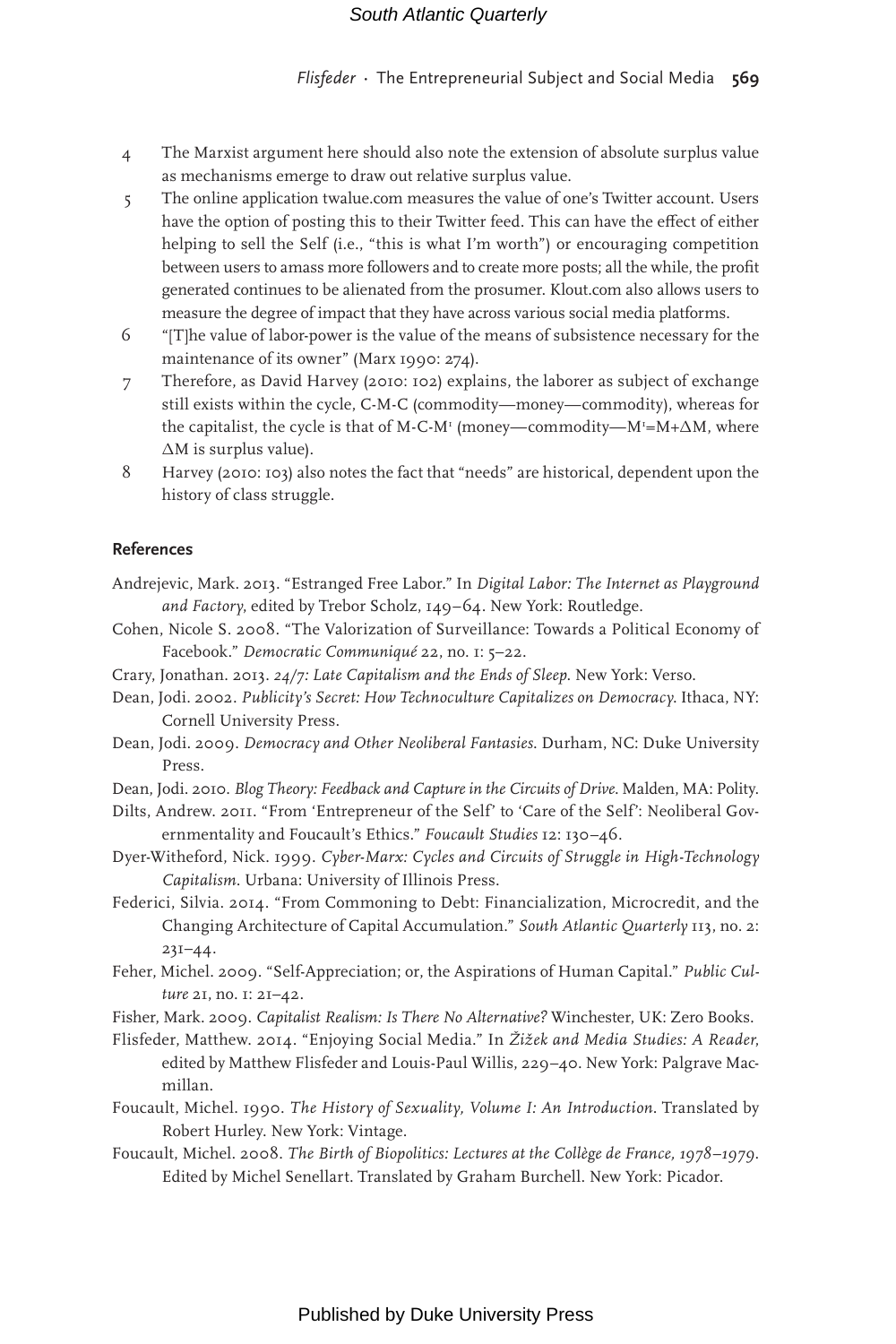4. The Marxist argument here should also note the extension of absolute surplus value as mechanisms emerge to draw out relative surplus value.
5. The online application twalue.com measures the value of one's Twitter account. Users have the option of posting this to their Twitter feed. This can have the effect of either helping to sell the Self (i.e., "this is what I'm worth") or encouraging competition between users to amass more followers and to create more posts; all the while, the profit generated continues to be alienated from the prosumer. Klout.com also allows users to measure the degree of impact that they have across various social media platforms.
6. "[T]he value of labor-power is the value of the means of subsistence necessary for the maintenance of its owner" (Marx 1990: 274).
7. Therefore, as David Harvey (2010: 102) explains, the laborer as subject of exchange still exists within the cycle, C-M-C (commodity—money—commodity), whereas for the capitalist, the cycle is that of M-C-M' (money—commodity—M'=M+ΔM, where ΔM is surplus value).
8. Harvey (2010: 103) also notes the fact that "needs" are historical, dependent upon the history of class struggle.

## References

Andrejevic, Mark. 2013. "Estranged Free Labor." In *Digital Labor: The Internet as Playground and Factory*, edited by Trebor Scholz, 149–64. New York: Routledge.

Cohen, Nicole S. 2008. "The Valorization of Surveillance: Towards a Political Economy of Facebook." *Democratic Communiqué* 22, no. 1: 5–22.

Crary, Jonathan. 2013. *24/7: Late Capitalism and the Ends of Sleep*. New York: Verso.

Dean, Jodi. 2002. *Publicity's Secret: How Technoculture Capitalizes on Democracy*. Ithaca, NY: Cornell University Press.

Dean, Jodi. 2009. *Democracy and Other Neoliberal Fantasies*. Durham, NC: Duke University Press.

Dean, Jodi. 2010. *Blog Theory: Feedback and Capture in the Circuits of Drive*. Malden, MA: Polity.

Dilts, Andrew. 2011. "From 'Entrepreneur of the Self' to 'Care of the Self': Neoliberal Governmentality and Foucault's Ethics." *Foucault Studies* 12: 130–46.

Dyer-Witheford, Nick. 1999. *Cyber-Marx: Cycles and Circuits of Struggle in High-Technology Capitalism*. Urbana: University of Illinois Press.

Federici, Silvia. 2014. "From Commoning to Debt: Financialization, Microcredit, and the Changing Architecture of Capital Accumulation." *South Atlantic Quarterly* 113, no. 2: 231–44.

Feher, Michel. 2009. "Self-Appreciation; or, the Aspirations of Human Capital." *Public Culture* 21, no. 1: 21–42.

Fisher, Mark. 2009. *Capitalist Realism: Is There No Alternative?* Winchester, UK: Zero Books.

Flisfeder, Matthew. 2014. "Enjoying Social Media." In *Žižek and Media Studies: A Reader*, edited by Matthew Flisfeder and Louis-Paul Willis, 229–40. New York: Palgrave Macmillan.

Foucault, Michel. 1990. *The History of Sexuality, Volume I: An Introduction*. Translated by Robert Hurley. New York: Vintage.

Foucault, Michel. 2008. *The Birth of Biopolitics: Lectures at the Collège de France, 1978–1979*. Edited by Michel Senellart. Translated by Graham Burchell. New York: Picador.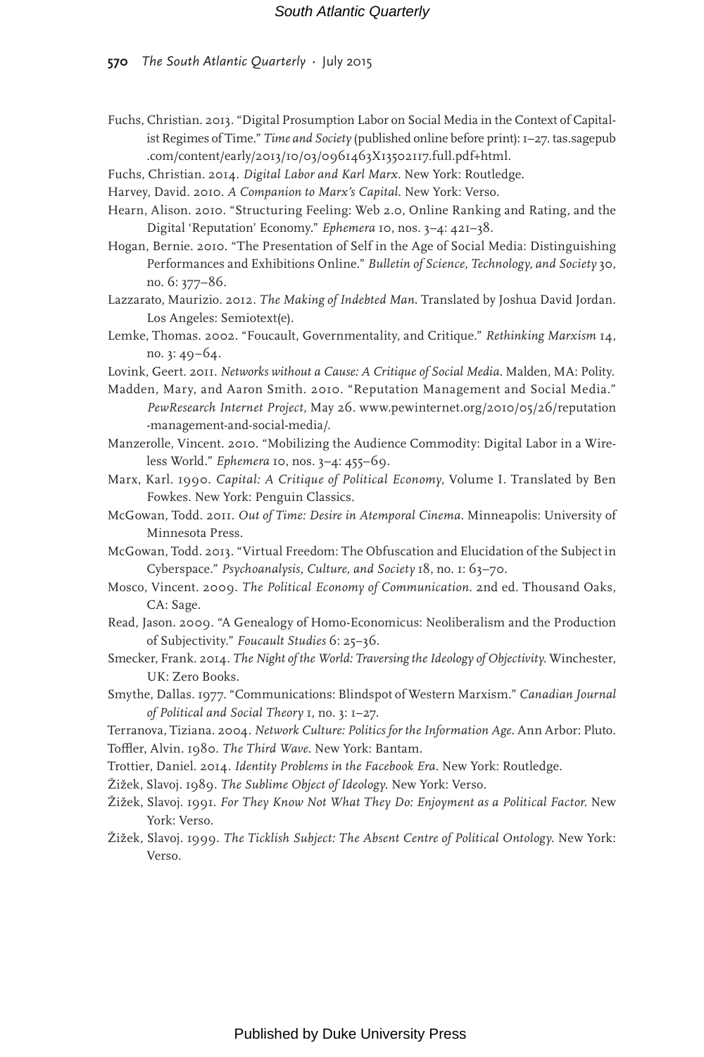Fuchs, Christian. 2013. "Digital Prosumption Labor on Social Media in the Context of Capitalist Regimes of Time." *Time and Society* (published online before print): 1–27. tas.sagepub.com/content/early/2013/10/03/0961463X13502117.full.pdf+html.

Fuchs, Christian. 2014. *Digital Labor and Karl Marx*. New York: Routledge.

Harvey, David. 2010. *A Companion to Marx's Capital*. New York: Verso.

Hearn, Alison. 2010. "Structuring Feeling: Web 2.0, Online Ranking and Rating, and the Digital 'Reputation' Economy." *Ephemera* 10, nos. 3–4: 421–38.

Hogan, Bernie. 2010. "The Presentation of Self in the Age of Social Media: Distinguishing Performances and Exhibitions Online." *Bulletin of Science, Technology, and Society* 30, no. 6: 377–86.

Lazzarato, Maurizio. 2012. *The Making of Indebted Man*. Translated by Joshua David Jordan. Los Angeles: Semiotext(e).

Lemke, Thomas. 2002. "Foucault, Governmentality, and Critique." *Rethinking Marxism* 14, no. 3: 49–64.

Lovink, Geert. 2011. *Networks without a Cause: A Critique of Social Media*. Malden, MA: Polity.

Madden, Mary, and Aaron Smith. 2010. "Reputation Management and Social Media." *PewResearch Internet Project*, May 26. www.pewinternet.org/2010/05/26/reputation-management-and-social-media/.

Manzerolle, Vincent. 2010. "Mobilizing the Audience Commodity: Digital Labor in a Wireless World." *Ephemera* 10, nos. 3–4: 455–69.

Marx, Karl. 1990. *Capital: A Critique of Political Economy*, Volume I. Translated by Ben Fowkes. New York: Penguin Classics.

McGowan, Todd. 2011. *Out of Time: Desire in Atemporal Cinema*. Minneapolis: University of Minnesota Press.

McGowan, Todd. 2013. "Virtual Freedom: The Obfuscation and Elucidation of the Subject in Cyberspace." *Psychoanalysis, Culture, and Society* 18, no. 1: 63–70.

Mosco, Vincent. 2009. *The Political Economy of Communication*. 2nd ed. Thousand Oaks, CA: Sage.

Read, Jason. 2009. "A Genealogy of Homo-Economicus: Neoliberalism and the Production of Subjectivity." *Foucault Studies* 6: 25–36.

Smecker, Frank. 2014. *The Night of the World: Traversing the Ideology of Objectivity*. Winchester, UK: Zero Books.

Smythe, Dallas. 1977. "Communications: Blindspot of Western Marxism." *Canadian Journal of Political and Social Theory* 1, no. 3: 1–27.

Terranova, Tiziana. 2004. *Network Culture: Politics for the Information Age*. Ann Arbor: Pluto.

Toffler, Alvin. 1980. *The Third Wave*. New York: Bantam.

Trottier, Daniel. 2014. *Identity Problems in the Facebook Era*. New York: Routledge.

Žižek, Slavoj. 1989. *The Sublime Object of Ideology*. New York: Verso.

Žižek, Slavoj. 1991. *For They Know Not What They Do: Enjoyment as a Political Factor*. New York: Verso.

Žižek, Slavoj. 1999. *The Ticklish Subject: The Absent Centre of Political Ontology*. New York: Verso.